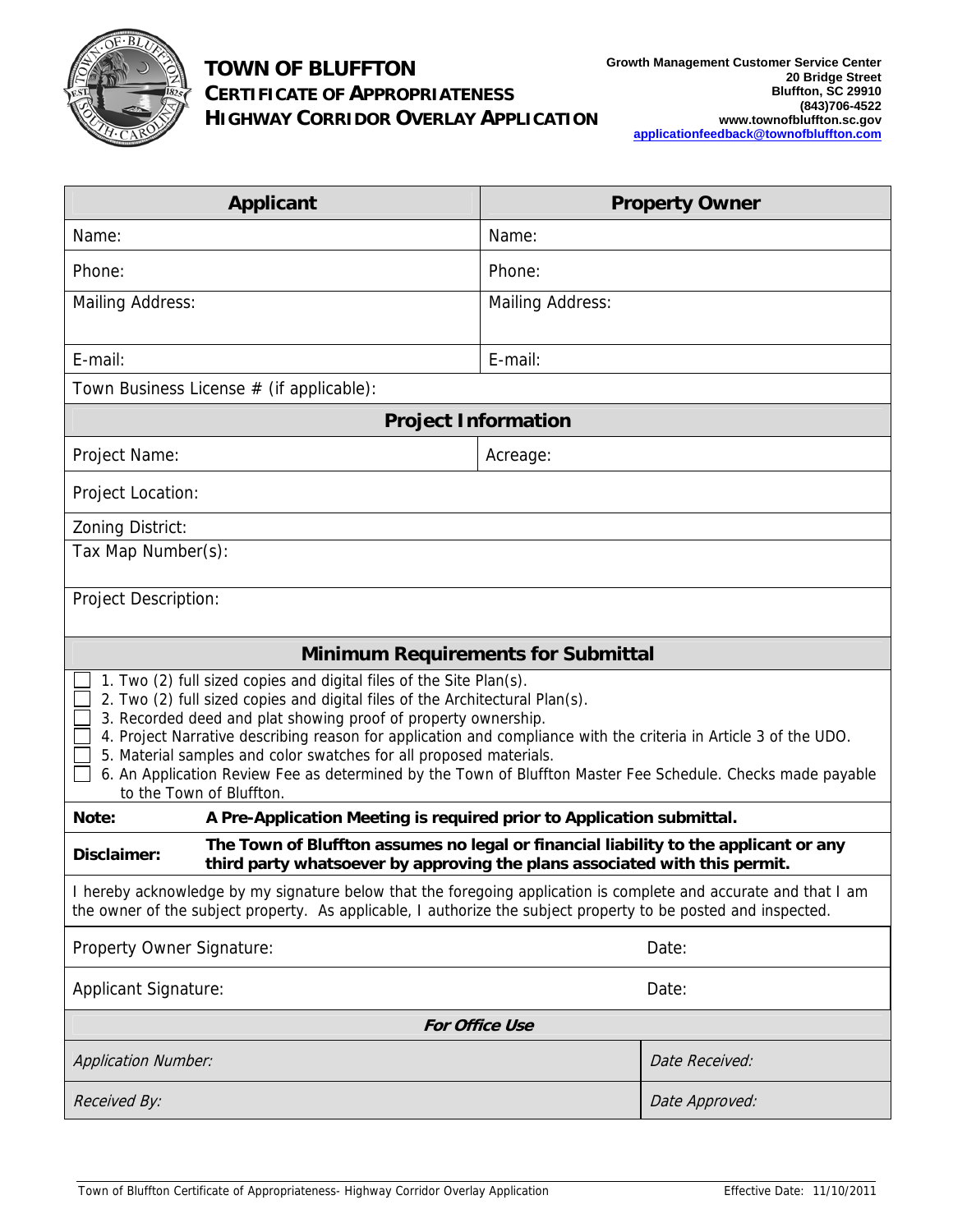# TOWN OF BLUFFTON
## CERTIFICATE OF APPROPRIATENESS
## HIGHWAY CORRIDOR OVERLAY APPLICATION

**Growth Management Customer Service Center**
**20 Bridge Street**
**Bluffton, SC 29910**
**(843)706-4522**
**www.townofbluffton.sc.gov**
**applicationfeedback@townofbluffton.com**

| Applicant | Property Owner |
|---|---|
| Name: | Name: |
| Phone: | Phone: |
| Mailing Address: | Mailing Address: |
| E-mail: | E-mail: |
| Town Business License # (if applicable): | |

| Project Information | |
|---|---|
| Project Name: | Acreage: |
| Project Location: | |
| Zoning District: | |
| Tax Map Number(s): | |
| Project Description: | |

### Minimum Requirements for Submittal

- ☐ 1. Two (2) full sized copies and digital files of the Site Plan(s).
- ☐ 2. Two (2) full sized copies and digital files of the Architectural Plan(s).
- ☐ 3. Recorded deed and plat showing proof of property ownership.
- ☐ 4. Project Narrative describing reason for application and compliance with the criteria in Article 3 of the UDO.
- ☐ 5. Material samples and color swatches for all proposed materials.
- ☐ 6. An Application Review Fee as determined by the Town of Bluffton Master Fee Schedule. Checks made payable to the Town of Bluffton.

**Note:** **A Pre-Application Meeting is required prior to Application submittal.**

**Disclaimer:** **The Town of Bluffton assumes no legal or financial liability to the applicant or any third party whatsoever by approving the plans associated with this permit.**

I hereby acknowledge by my signature below that the foregoing application is complete and accurate and that I am the owner of the subject property. As applicable, I authorize the subject property to be posted and inspected.

| | |
|---|---|
| Property Owner Signature: | Date: |
| Applicant Signature: | Date: |

| *For Office Use* | |
|---|---|
| *Application Number:* | *Date Received:* |
| *Received By:* | *Date Approved:* |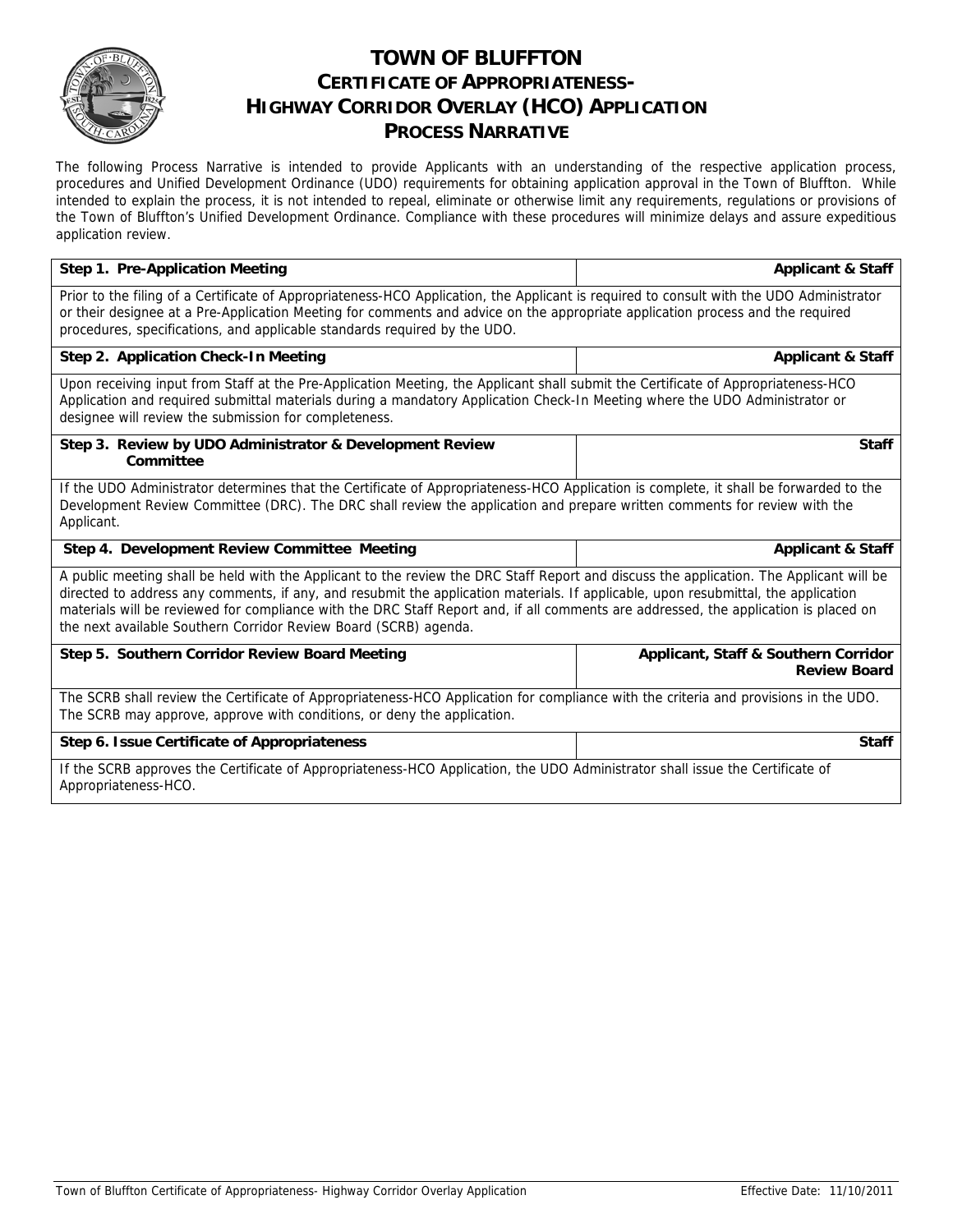# TOWN OF BLUFFTON
## CERTIFICATE OF APPROPRIATENESS-
## HIGHWAY CORRIDOR OVERLAY (HCO) APPLICATION
## PROCESS NARRATIVE

The following Process Narrative is intended to provide Applicants with an understanding of the respective application process, procedures and Unified Development Ordinance (UDO) requirements for obtaining application approval in the Town of Bluffton. While intended to explain the process, it is not intended to repeal, eliminate or otherwise limit any requirements, regulations or provisions of the Town of Bluffton's Unified Development Ordinance. Compliance with these procedures will minimize delays and assure expeditious application review.

| | |
|---|---|
| **Step 1. Pre-Application Meeting** | **Applicant & Staff** |
| Prior to the filing of a Certificate of Appropriateness-HCO Application, the Applicant is required to consult with the UDO Administrator or their designee at a Pre-Application Meeting for comments and advice on the appropriate application process and the required procedures, specifications, and applicable standards required by the UDO. | |
| **Step 2. Application Check-In Meeting** | **Applicant & Staff** |
| Upon receiving input from Staff at the Pre-Application Meeting, the Applicant shall submit the Certificate of Appropriateness-HCO Application and required submittal materials during a mandatory Application Check-In Meeting where the UDO Administrator or designee will review the submission for completeness. | |
| **Step 3. Review by UDO Administrator & Development Review Committee** | **Staff** |
| If the UDO Administrator determines that the Certificate of Appropriateness-HCO Application is complete, it shall be forwarded to the Development Review Committee (DRC). The DRC shall review the application and prepare written comments for review with the Applicant. | |
| **Step 4. Development Review Committee Meeting** | **Applicant & Staff** |
| A public meeting shall be held with the Applicant to the review the DRC Staff Report and discuss the application. The Applicant will be directed to address any comments, if any, and resubmit the application materials. If applicable, upon resubmittal, the application materials will be reviewed for compliance with the DRC Staff Report and, if all comments are addressed, the application is placed on the next available Southern Corridor Review Board (SCRB) agenda. | |
| **Step 5. Southern Corridor Review Board Meeting** | **Applicant, Staff & Southern Corridor Review Board** |
| The SCRB shall review the Certificate of Appropriateness-HCO Application for compliance with the criteria and provisions in the UDO. The SCRB may approve, approve with conditions, or deny the application. | |
| **Step 6. Issue Certificate of Appropriateness** | **Staff** |
| If the SCRB approves the Certificate of Appropriateness-HCO Application, the UDO Administrator shall issue the Certificate of Appropriateness-HCO. | |